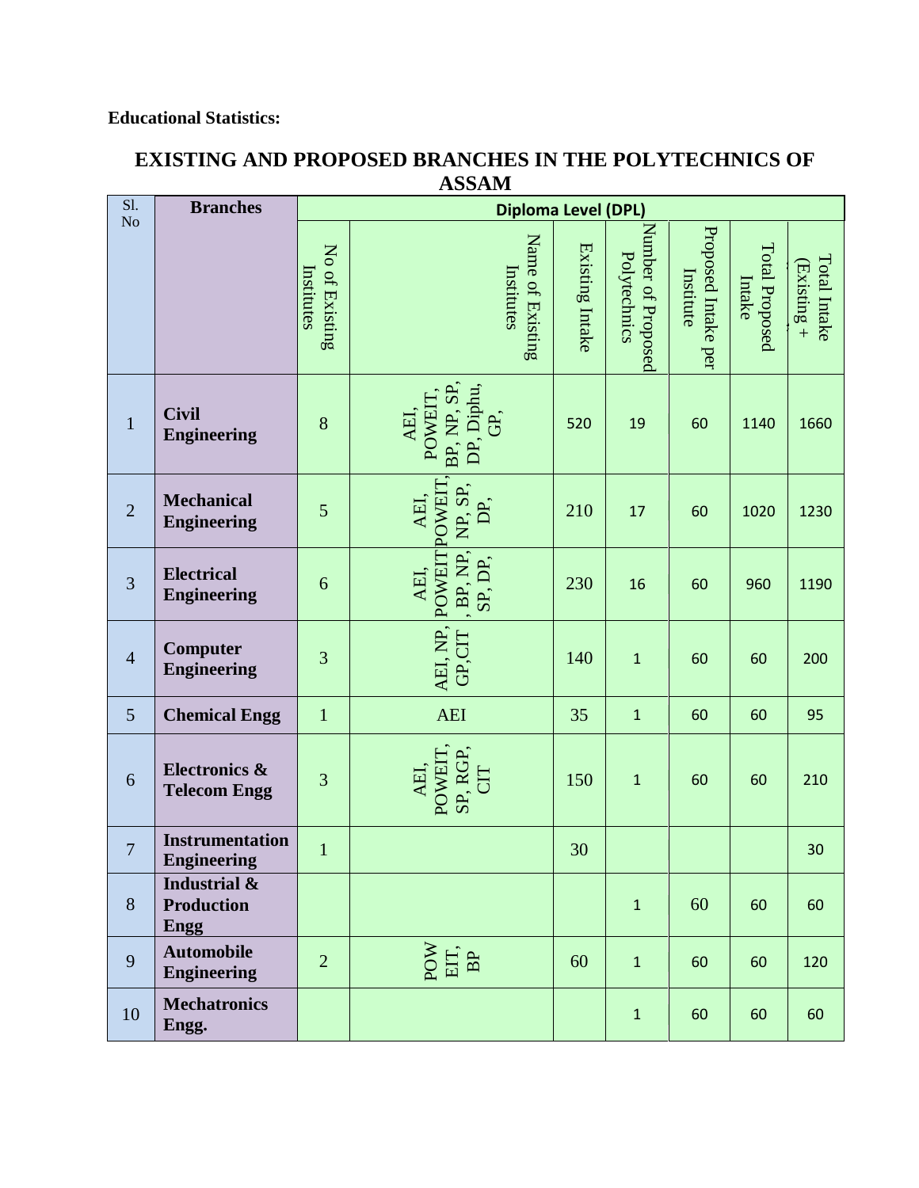**Educational Statistics:**

## EXISTING AND PROPOSED BRANCHES IN THE POLYTECHNICS OF ASSAM

| Sl. No | Branches | Diploma Level (DPL) | | | | | | |
|---|---|---|---|---|---|---|---|---|
| | | No of Existing Institutes | Name of Existing Institutes | Existing Intake | Number of Proposed Polytechnics | Proposed Intake per Institute | Total Proposed Intake | Total Intake (Existing + |
| 1 | **Civil Engineering** | 8 | AEI, POWEIT, BP, NP, SP, DP, Diphu, GP, | 520 | 19 | 60 | 1140 | 1660 |
| 2 | **Mechanical Engineering** | 5 | AEI, POWEIT, NP, SP, DP, | 210 | 17 | 60 | 1020 | 1230 |
| 3 | **Electrical Engineering** | 6 | AEI, POWEIT, BP, NP, SP, DP, | 230 | 16 | 60 | 960 | 1190 |
| 4 | **Computer Engineering** | 3 | AEI, NP, GP,CIT | 140 | 1 | 60 | 60 | 200 |
| 5 | **Chemical Engg** | 1 | AEI | 35 | 1 | 60 | 60 | 95 |
| 6 | **Electronics & Telecom Engg** | 3 | AEI, POWEIT, SP, RGP, CIT | 150 | 1 | 60 | 60 | 210 |
| 7 | **Instrumentation Engineering** | 1 | | 30 | | | | 30 |
| 8 | **Industrial & Production Engg** | | | | 1 | 60 | 60 | 60 |
| 9 | **Automobile Engineering** | 2 | POWEIT, BP | 60 | 1 | 60 | 60 | 120 |
| 10 | **Mechatronics Engg.** | | | | 1 | 60 | 60 | 60 |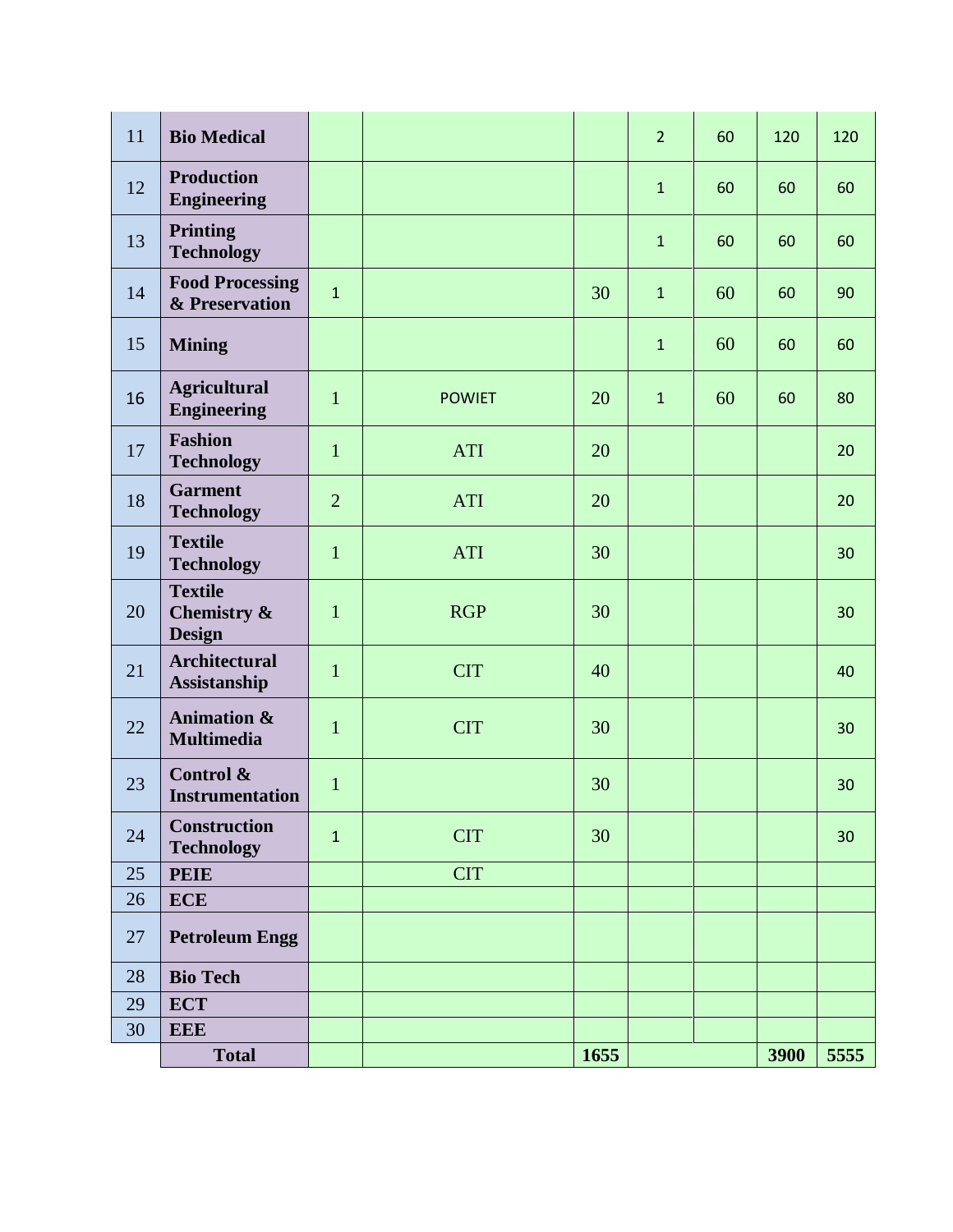| 11 | **Bio Medical** | | | | 2 | 60 | 120 | 120 |
|---|---|---|---|---|---|---|---|---|
| 12 | **Production Engineering** | | | | 1 | 60 | 60 | 60 |
| 13 | **Printing Technology** | | | | 1 | 60 | 60 | 60 |
| 14 | **Food Processing & Preservation** | 1 | | 30 | 1 | 60 | 60 | 90 |
| 15 | **Mining** | | | | 1 | 60 | 60 | 60 |
| 16 | **Agricultural Engineering** | 1 | POWIET | 20 | 1 | 60 | 60 | 80 |
| 17 | **Fashion Technology** | 1 | ATI | 20 | | | | 20 |
| 18 | **Garment Technology** | 2 | ATI | 20 | | | | 20 |
| 19 | **Textile Technology** | 1 | ATI | 30 | | | | 30 |
| 20 | **Textile Chemistry & Design** | 1 | RGP | 30 | | | | 30 |
| 21 | **Architectural Assistanship** | 1 | CIT | 40 | | | | 40 |
| 22 | **Animation & Multimedia** | 1 | CIT | 30 | | | | 30 |
| 23 | **Control & Instrumentation** | 1 | | 30 | | | | 30 |
| 24 | **Construction Technology** | 1 | CIT | 30 | | | | 30 |
| 25 | **PEIE** | | CIT | | | | | |
| 26 | **ECE** | | | | | | | |
| 27 | **Petroleum Engg** | | | | | | | |
| 28 | **Bio Tech** | | | | | | | |
| 29 | **ECT** | | | | | | | |
| 30 | **EEE** | | | | | | | |
| | **Total** | | | **1655** | | | **3900** | **5555** |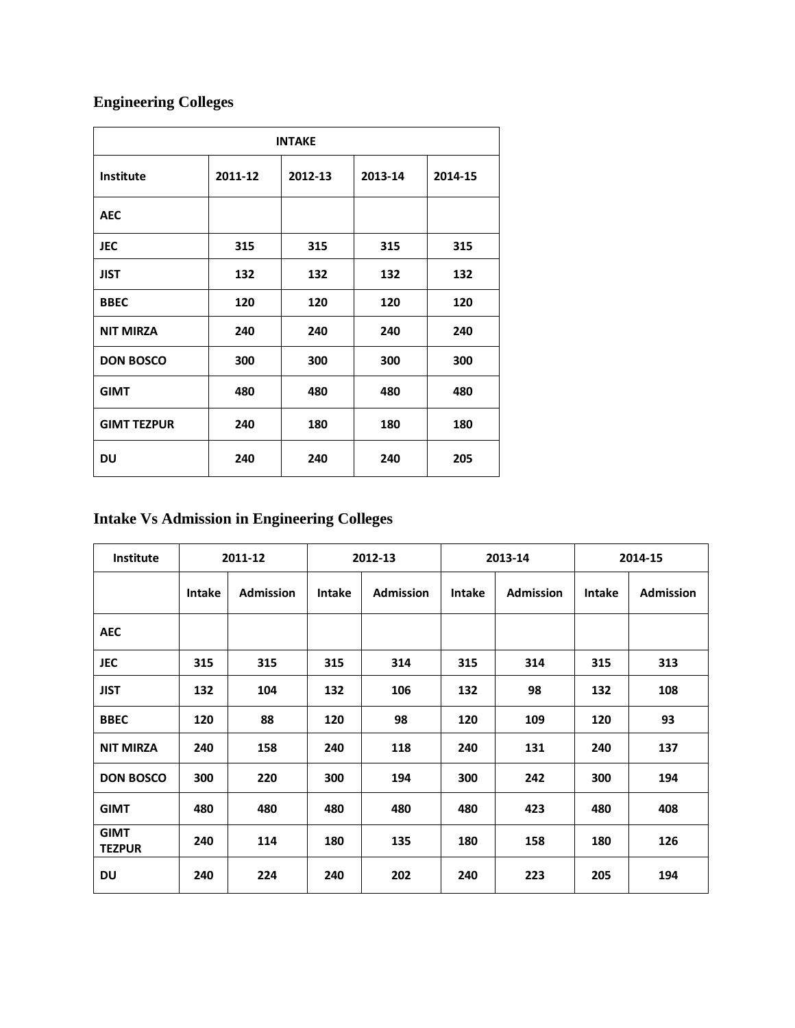## Engineering Colleges

| INTAKE | | | | |
|---|---|---|---|---|
| **Institute** | **2011-12** | **2012-13** | **2013-14** | **2014-15** |
| **AEC** | | | | |
| **JEC** | **315** | **315** | **315** | **315** |
| **JIST** | **132** | **132** | **132** | **132** |
| **BBEC** | **120** | **120** | **120** | **120** |
| **NIT MIRZA** | **240** | **240** | **240** | **240** |
| **DON BOSCO** | **300** | **300** | **300** | **300** |
| **GIMT** | **480** | **480** | **480** | **480** |
| **GIMT TEZPUR** | **240** | **180** | **180** | **180** |
| **DU** | **240** | **240** | **240** | **205** |

## Intake Vs Admission in Engineering Colleges

| Institute | 2011-12 | | 2012-13 | | 2013-14 | | 2014-15 | |
|---|---|---|---|---|---|---|---|---|
| | **Intake** | **Admission** | **Intake** | **Admission** | **Intake** | **Admission** | **Intake** | **Admission** |
| **AEC** | | | | | | | | |
| **JEC** | **315** | **315** | **315** | **314** | **315** | **314** | **315** | **313** |
| **JIST** | **132** | **104** | **132** | **106** | **132** | **98** | **132** | **108** |
| **BBEC** | **120** | **88** | **120** | **98** | **120** | **109** | **120** | **93** |
| **NIT MIRZA** | **240** | **158** | **240** | **118** | **240** | **131** | **240** | **137** |
| **DON BOSCO** | **300** | **220** | **300** | **194** | **300** | **242** | **300** | **194** |
| **GIMT** | **480** | **480** | **480** | **480** | **480** | **423** | **480** | **408** |
| **GIMT TEZPUR** | **240** | **114** | **180** | **135** | **180** | **158** | **180** | **126** |
| **DU** | **240** | **224** | **240** | **202** | **240** | **223** | **205** | **194** |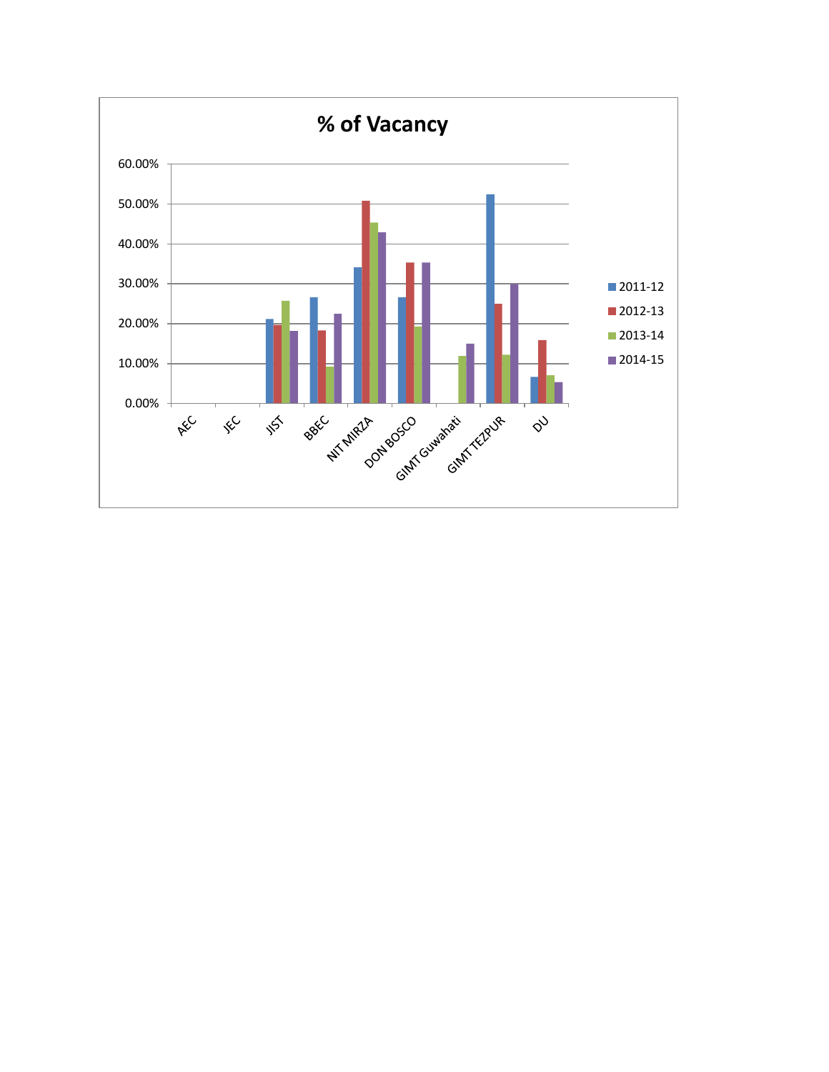# % of Vacancy

60.00%
50.00%
40.00%
30.00%
20.00%
10.00%
0.00%

AEC, JEC, JIST, BBEC, NIT MIRZA, DON BOSCO, GIMT Guwahati, GIMT TEZPUR, DU

- 2011-12
- 2012-13
- 2013-14
- 2014-15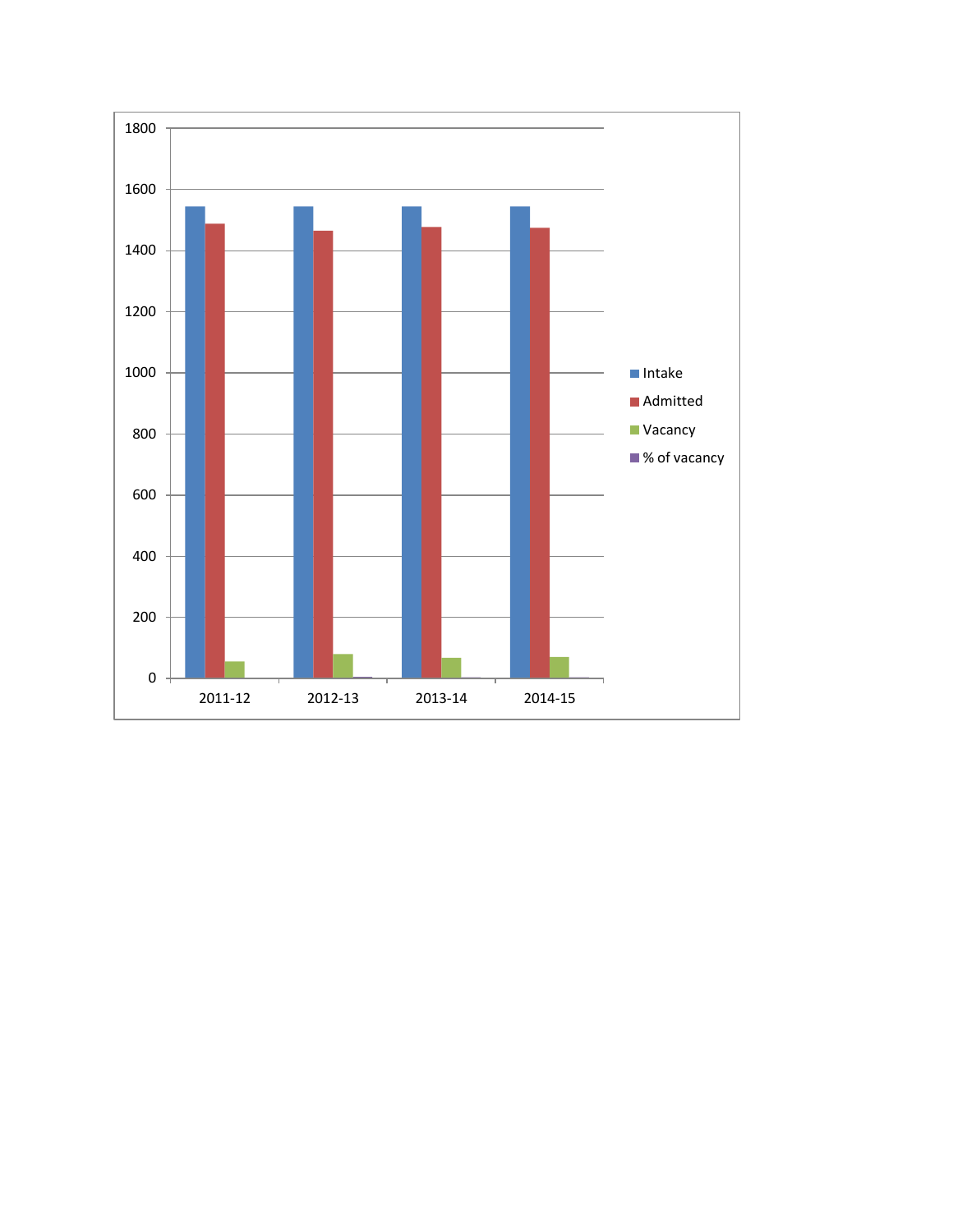1800

1600

1400

1200

1000

800

600

400

200

0

2011-12

2012-13

2013-14

2014-15

Intake

Admitted

Vacancy

% of vacancy